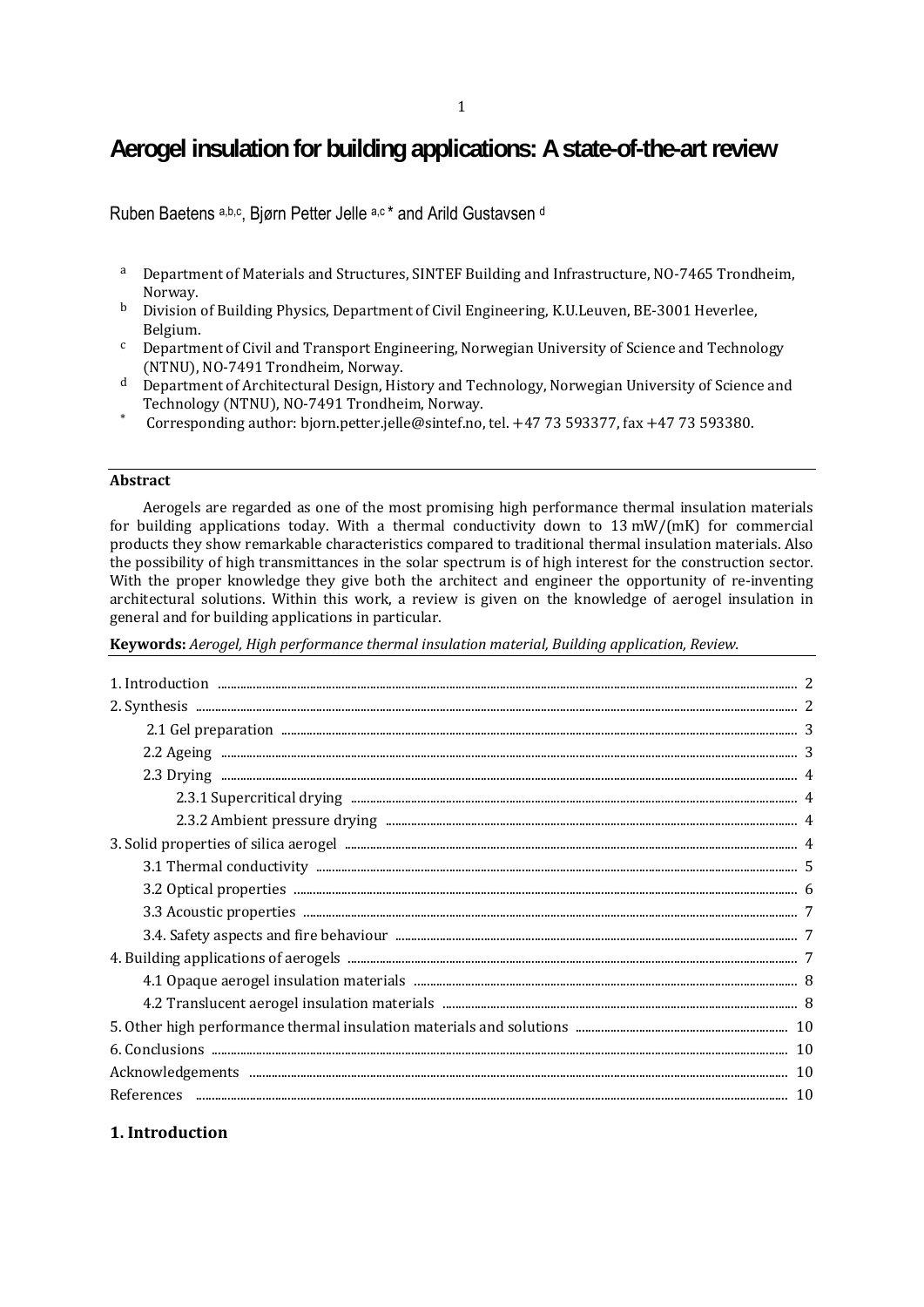# Aerogel insulation for building applications: A state-of-the-art review

Ruben Baetens [a,b,c], Bjørn Petter Jelle [a,c] * and Arild Gustavsen [d]

- [a] Department of Materials and Structures, SINTEF Building and Infrastructure, NO-7465 Trondheim, Norway.
- [b] Division of Building Physics, Department of Civil Engineering, K.U.Leuven, BE-3001 Heverlee, Belgium.
- [c] Department of Civil and Transport Engineering, Norwegian University of Science and Technology (NTNU), NO-7491 Trondheim, Norway.
- [d] Department of Architectural Design, History and Technology, Norwegian University of Science and Technology (NTNU), NO-7491 Trondheim, Norway.
- * Corresponding author: bjorn.petter.jelle@sintef.no, tel. +47 73 593377, fax +47 73 593380.

---

**Abstract**

Aerogels are regarded as one of the most promising high performance thermal insulation materials for building applications today. With a thermal conductivity down to 13 mW/(mK) for commercial products they show remarkable characteristics compared to traditional thermal insulation materials. Also the possibility of high transmittances in the solar spectrum is of high interest for the construction sector. With the proper knowledge they give both the architect and engineer the opportunity of re-inventing architectural solutions. Within this work, a review is given on the knowledge of aerogel insulation in general and for building applications in particular.

**Keywords:** *Aerogel, High performance thermal insulation material, Building application, Review.*

---

1. Introduction ........ 2
2. Synthesis ........ 2
 2.1 Gel preparation ........ 3
 2.2 Ageing ........ 3
 2.3 Drying ........ 4
  2.3.1 Supercritical drying ........ 4
  2.3.2 Ambient pressure drying ........ 4
3. Solid properties of silica aerogel ........ 4
 3.1 Thermal conductivity ........ 5
 3.2 Optical properties ........ 6
 3.3 Acoustic properties ........ 7
 3.4. Safety aspects and fire behaviour ........ 7
4. Building applications of aerogels ........ 7
 4.1 Opaque aerogel insulation materials ........ 8
 4.2 Translucent aerogel insulation materials ........ 8
5. Other high performance thermal insulation materials and solutions ........ 10
6. Conclusions ........ 10
Acknowledgements ........ 10
References ........ 10

## 1. Introduction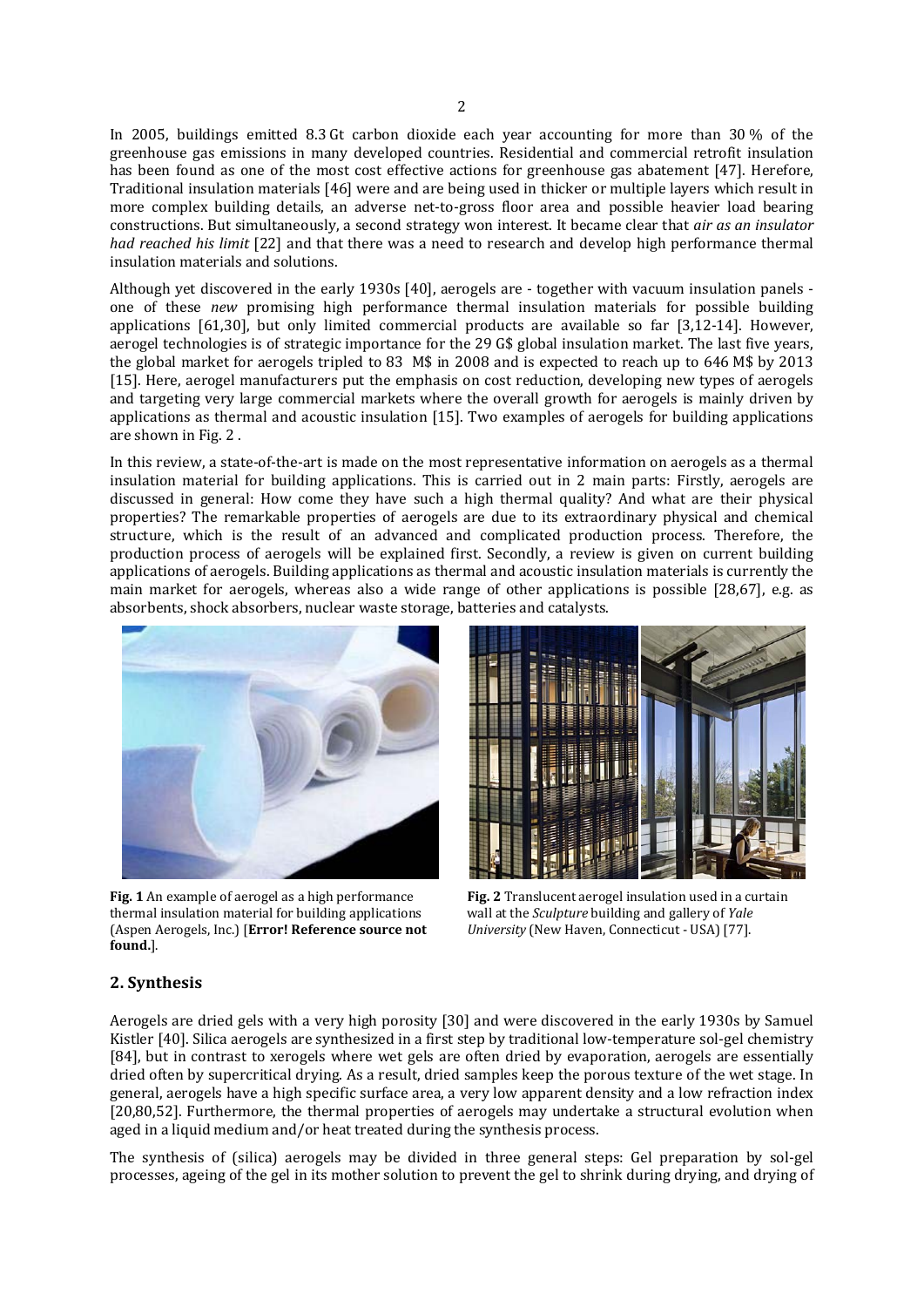In 2005, buildings emitted 8.3 Gt carbon dioxide each year accounting for more than 30 % of the greenhouse gas emissions in many developed countries. Residential and commercial retrofit insulation has been found as one of the most cost effective actions for greenhouse gas abatement [47]. Herefore, Traditional insulation materials [46] were and are being used in thicker or multiple layers which result in more complex building details, an adverse net-to-gross floor area and possible heavier load bearing constructions. But simultaneously, a second strategy won interest. It became clear that *air as an insulator had reached his limit* [22] and that there was a need to research and develop high performance thermal insulation materials and solutions.

Although yet discovered in the early 1930s [40], aerogels are - together with vacuum insulation panels - one of these *new* promising high performance thermal insulation materials for possible building applications [61,30], but only limited commercial products are available so far [3,12-14]. However, aerogel technologies is of strategic importance for the 29 G$ global insulation market. The last five years, the global market for aerogels tripled to 83 M$ in 2008 and is expected to reach up to 646 M$ by 2013 [15]. Here, aerogel manufacturers put the emphasis on cost reduction, developing new types of aerogels and targeting very large commercial markets where the overall growth for aerogels is mainly driven by applications as thermal and acoustic insulation [15]. Two examples of aerogels for building applications are shown in Fig. 2 .

In this review, a state-of-the-art is made on the most representative information on aerogels as a thermal insulation material for building applications. This is carried out in 2 main parts: Firstly, aerogels are discussed in general: How come they have such a high thermal quality? And what are their physical properties? The remarkable properties of aerogels are due to its extraordinary physical and chemical structure, which is the result of an advanced and complicated production process. Therefore, the production process of aerogels will be explained first. Secondly, a review is given on current building applications of aerogels. Building applications as thermal and acoustic insulation materials is currently the main market for aerogels, whereas also a wide range of other applications is possible [28,67], e.g. as absorbents, shock absorbers, nuclear waste storage, batteries and catalysts.

**Fig. 1** An example of aerogel as a high performance thermal insulation material for building applications (Aspen Aerogels, Inc.) [**Error! Reference source not found.**].

**Fig. 2** Translucent aerogel insulation used in a curtain wall at the *Sculpture* building and gallery of *Yale University* (New Haven, Connecticut - USA) [77].

## 2. Synthesis

Aerogels are dried gels with a very high porosity [30] and were discovered in the early 1930s by Samuel Kistler [40]. Silica aerogels are synthesized in a first step by traditional low-temperature sol-gel chemistry [84], but in contrast to xerogels where wet gels are often dried by evaporation, aerogels are essentially dried often by supercritical drying. As a result, dried samples keep the porous texture of the wet stage. In general, aerogels have a high specific surface area, a very low apparent density and a low refraction index [20,80,52]. Furthermore, the thermal properties of aerogels may undertake a structural evolution when aged in a liquid medium and/or heat treated during the synthesis process.

The synthesis of (silica) aerogels may be divided in three general steps: Gel preparation by sol-gel processes, ageing of the gel in its mother solution to prevent the gel to shrink during drying, and drying of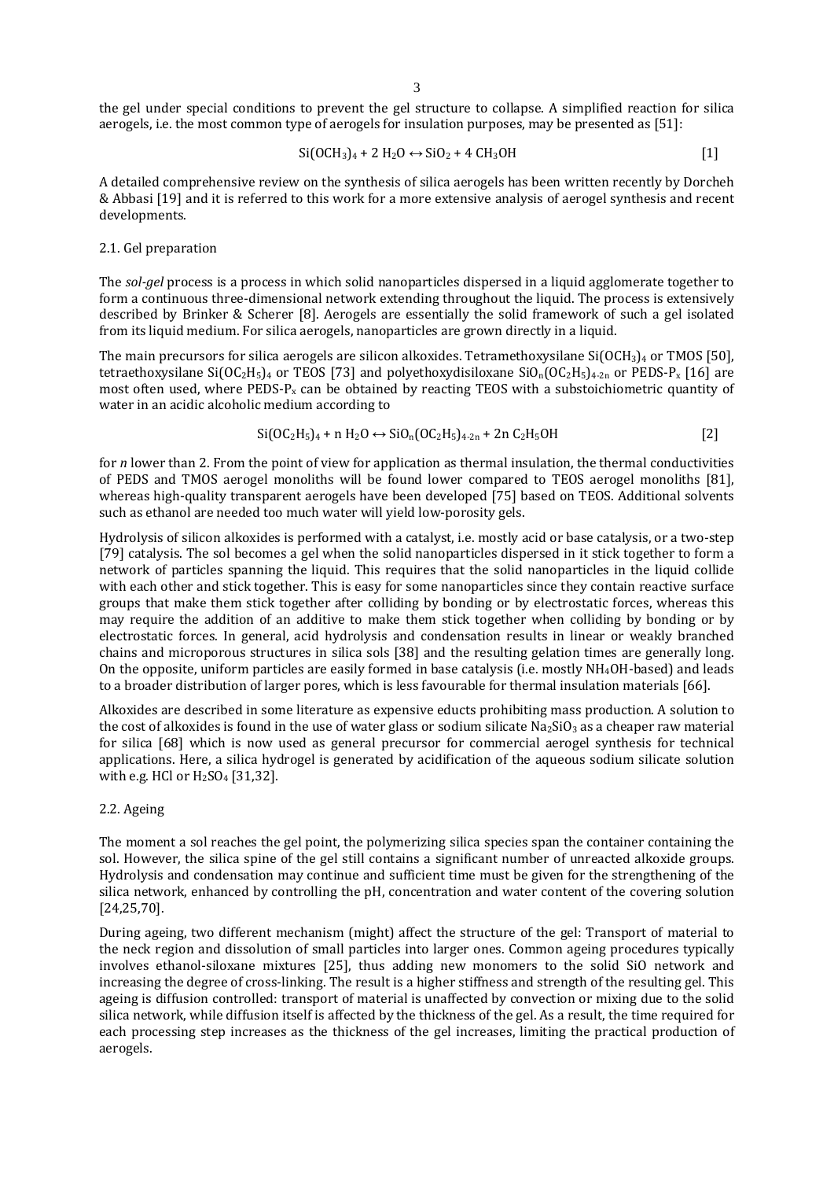the gel under special conditions to prevent the gel structure to collapse. A simplified reaction for silica aerogels, i.e. the most common type of aerogels for insulation purposes, may be presented as [51]:

$$Si(OCH_3)_4 + 2\ H_2O \leftrightarrow SiO_2 + 4\ CH_3OH \qquad [1]$$

A detailed comprehensive review on the synthesis of silica aerogels has been written recently by Dorcheh & Abbasi [19] and it is referred to this work for a more extensive analysis of aerogel synthesis and recent developments.

## 2.1. Gel preparation

The *sol-gel* process is a process in which solid nanoparticles dispersed in a liquid agglomerate together to form a continuous three-dimensional network extending throughout the liquid. The process is extensively described by Brinker & Scherer [8]. Aerogels are essentially the solid framework of such a gel isolated from its liquid medium. For silica aerogels, nanoparticles are grown directly in a liquid.

The main precursors for silica aerogels are silicon alkoxides. Tetramethoxysilane $Si(OCH_3)_4$ or TMOS [50], tetraethoxysilane $Si(OC_2H_5)_4$ or TEOS [73] and polyethoxydisiloxane $SiO_n(OC_2H_5)_{4-2n}$ or PEDS-$P_x$ [16] are most often used, where PEDS-$P_x$ can be obtained by reacting TEOS with a substoichiometric quantity of water in an acidic alcoholic medium according to

$$Si(OC_2H_5)_4 + n\ H_2O \leftrightarrow SiO_n(OC_2H_5)_{4-2n} + 2n\ C_2H_5OH \qquad [2]$$

for *n* lower than 2. From the point of view for application as thermal insulation, the thermal conductivities of PEDS and TMOS aerogel monoliths will be found lower compared to TEOS aerogel monoliths [81], whereas high-quality transparent aerogels have been developed [75] based on TEOS. Additional solvents such as ethanol are needed too much water will yield low-porosity gels.

Hydrolysis of silicon alkoxides is performed with a catalyst, i.e. mostly acid or base catalysis, or a two-step [79] catalysis. The sol becomes a gel when the solid nanoparticles dispersed in it stick together to form a network of particles spanning the liquid. This requires that the solid nanoparticles in the liquid collide with each other and stick together. This is easy for some nanoparticles since they contain reactive surface groups that make them stick together after colliding by bonding or by electrostatic forces, whereas this may require the addition of an additive to make them stick together when colliding by bonding or by electrostatic forces. In general, acid hydrolysis and condensation results in linear or weakly branched chains and microporous structures in silica sols [38] and the resulting gelation times are generally long. On the opposite, uniform particles are easily formed in base catalysis (i.e. mostly $NH_4OH$-based) and leads to a broader distribution of larger pores, which is less favourable for thermal insulation materials [66].

Alkoxides are described in some literature as expensive educts prohibiting mass production. A solution to the cost of alkoxides is found in the use of water glass or sodium silicate $Na_2SiO_3$ as a cheaper raw material for silica [68] which is now used as general precursor for commercial aerogel synthesis for technical applications. Here, a silica hydrogel is generated by acidification of the aqueous sodium silicate solution with e.g. HCl or $H_2SO_4$ [31,32].

## 2.2. Ageing

The moment a sol reaches the gel point, the polymerizing silica species span the container containing the sol. However, the silica spine of the gel still contains a significant number of unreacted alkoxide groups. Hydrolysis and condensation may continue and sufficient time must be given for the strengthening of the silica network, enhanced by controlling the pH, concentration and water content of the covering solution [24,25,70].

During ageing, two different mechanism (might) affect the structure of the gel: Transport of material to the neck region and dissolution of small particles into larger ones. Common ageing procedures typically involves ethanol-siloxane mixtures [25], thus adding new monomers to the solid SiO network and increasing the degree of cross-linking. The result is a higher stiffness and strength of the resulting gel. This ageing is diffusion controlled: transport of material is unaffected by convection or mixing due to the solid silica network, while diffusion itself is affected by the thickness of the gel. As a result, the time required for each processing step increases as the thickness of the gel increases, limiting the practical production of aerogels.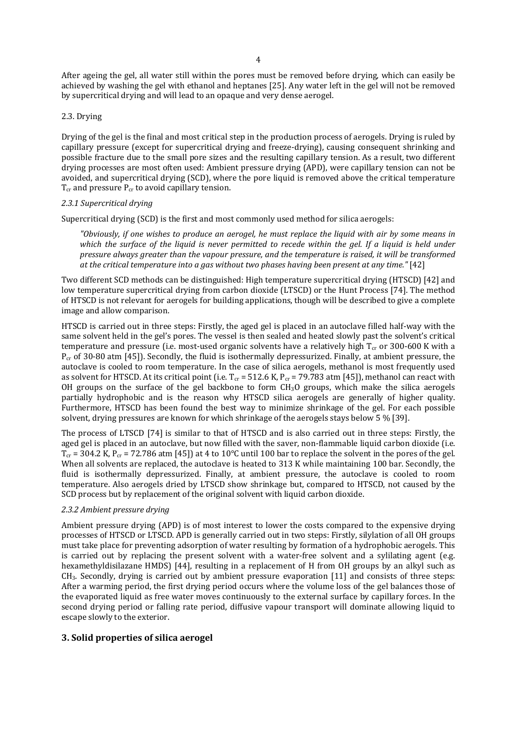After ageing the gel, all water still within the pores must be removed before drying, which can easily be achieved by washing the gel with ethanol and heptanes [25]. Any water left in the gel will not be removed by supercritical drying and will lead to an opaque and very dense aerogel.

2.3. Drying

Drying of the gel is the final and most critical step in the production process of aerogels. Drying is ruled by capillary pressure (except for supercritical drying and freeze-drying), causing consequent shrinking and possible fracture due to the small pore sizes and the resulting capillary tension. As a result, two different drying processes are most often used: Ambient pressure drying (APD), were capillary tension can not be avoided, and supercritical drying (SCD), where the pore liquid is removed above the critical temperature $T_{cr}$ and pressure $P_{cr}$ to avoid capillary tension.

*2.3.1 Supercritical drying*

Supercritical drying (SCD) is the first and most commonly used method for silica aerogels:

> *"Obviously, if one wishes to produce an aerogel, he must replace the liquid with air by some means in which the surface of the liquid is never permitted to recede within the gel. If a liquid is held under pressure always greater than the vapour pressure, and the temperature is raised, it will be transformed at the critical temperature into a gas without two phases having been present at any time."* [42]

Two different SCD methods can be distinguished: High temperature supercritical drying (HTSCD) [42] and low temperature supercritical drying from carbon dioxide (LTSCD) or the Hunt Process [74]. The method of HTSCD is not relevant for aerogels for building applications, though will be described to give a complete image and allow comparison.

HTSCD is carried out in three steps: Firstly, the aged gel is placed in an autoclave filled half-way with the same solvent held in the gel's pores. The vessel is then sealed and heated slowly past the solvent's critical temperature and pressure (i.e. most-used organic solvents have a relatively high $T_{cr}$ or 300-600 K with a $P_{cr}$ of 30-80 atm [45]). Secondly, the fluid is isothermally depressurized. Finally, at ambient pressure, the autoclave is cooled to room temperature. In the case of silica aerogels, methanol is most frequently used as solvent for HTSCD. At its critical point (i.e. $T_{cr}$ = 512.6 K, $P_{cr}$ = 79.783 atm [45]), methanol can react with OH groups on the surface of the gel backbone to form $CH_3O$ groups, which make the silica aerogels partially hydrophobic and is the reason why HTSCD silica aerogels are generally of higher quality. Furthermore, HTSCD has been found the best way to minimize shrinkage of the gel. For each possible solvent, drying pressures are known for which shrinkage of the aerogels stays below 5 % [39].

The process of LTSCD [74] is similar to that of HTSCD and is also carried out in three steps: Firstly, the aged gel is placed in an autoclave, but now filled with the saver, non-flammable liquid carbon dioxide (i.e. $T_{cr}$ = 304.2 K, $P_{cr}$ = 72.786 atm [45]) at 4 to 10°C until 100 bar to replace the solvent in the pores of the gel. When all solvents are replaced, the autoclave is heated to 313 K while maintaining 100 bar. Secondly, the fluid is isothermally depressurized. Finally, at ambient pressure, the autoclave is cooled to room temperature. Also aerogels dried by LTSCD show shrinkage but, compared to HTSCD, not caused by the SCD process but by replacement of the original solvent with liquid carbon dioxide.

*2.3.2 Ambient pressure drying*

Ambient pressure drying (APD) is of most interest to lower the costs compared to the expensive drying processes of HTSCD or LTSCD. APD is generally carried out in two steps: Firstly, silylation of all OH groups must take place for preventing adsorption of water resulting by formation of a hydrophobic aerogels. This is carried out by replacing the present solvent with a water-free solvent and a sylilating agent (e.g. hexamethyldisilazane HMDS) [44], resulting in a replacement of H from OH groups by an alkyl such as $CH_3$. Secondly, drying is carried out by ambient pressure evaporation [11] and consists of three steps: After a warming period, the first drying period occurs where the volume loss of the gel balances those of the evaporated liquid as free water moves continuously to the external surface by capillary forces. In the second drying period or falling rate period, diffusive vapour transport will dominate allowing liquid to escape slowly to the exterior.

## 3. Solid properties of silica aerogel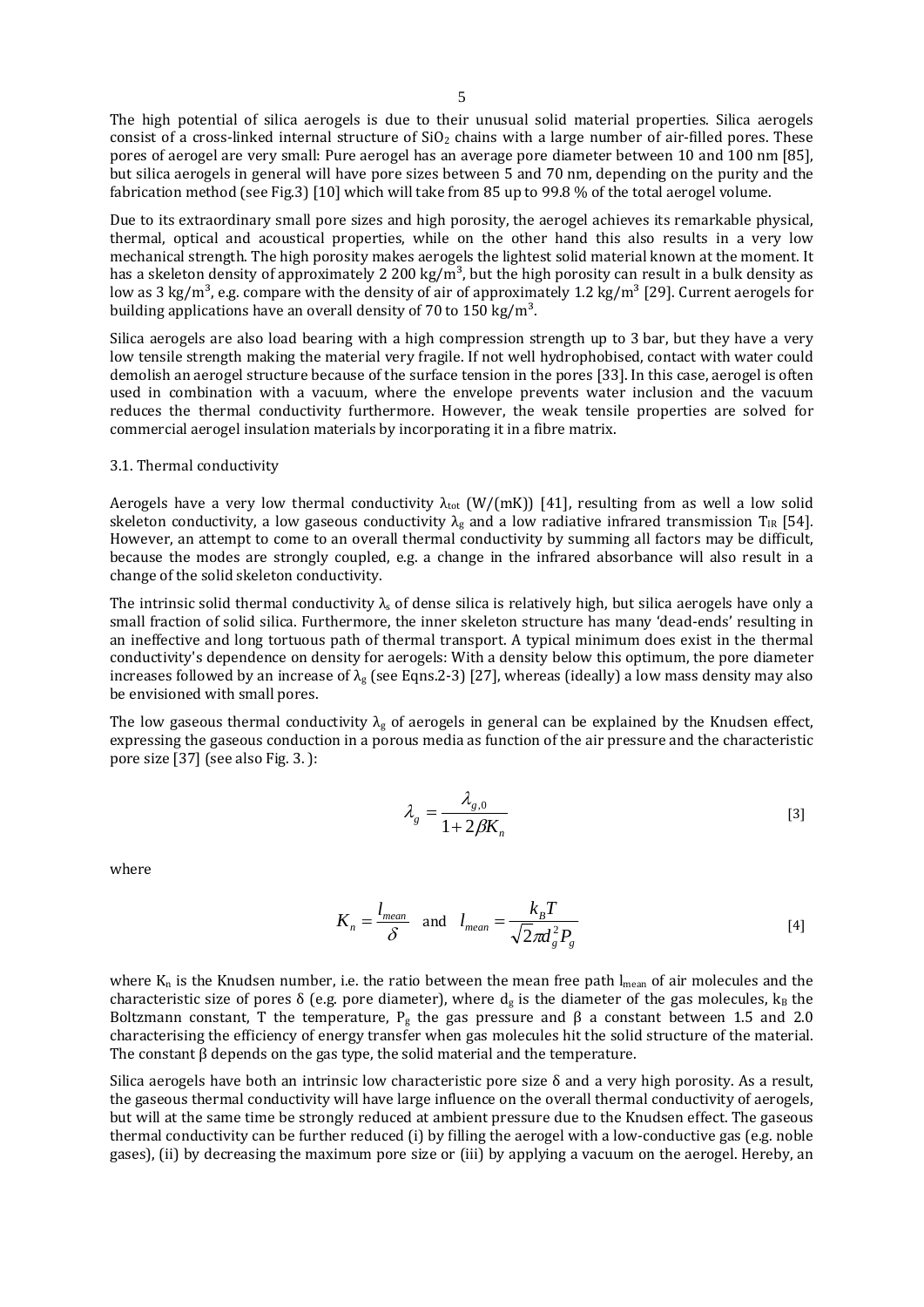The high potential of silica aerogels is due to their unusual solid material properties. Silica aerogels consist of a cross-linked internal structure of $SiO_2$ chains with a large number of air-filled pores. These pores of aerogel are very small: Pure aerogel has an average pore diameter between 10 and 100 nm [85], but silica aerogels in general will have pore sizes between 5 and 70 nm, depending on the purity and the fabrication method (see Fig.3) [10] which will take from 85 up to 99.8 % of the total aerogel volume.

Due to its extraordinary small pore sizes and high porosity, the aerogel achieves its remarkable physical, thermal, optical and acoustical properties, while on the other hand this also results in a very low mechanical strength. The high porosity makes aerogels the lightest solid material known at the moment. It has a skeleton density of approximately 2 200 $kg/m^3$, but the high porosity can result in a bulk density as low as 3 $kg/m^3$, e.g. compare with the density of air of approximately 1.2 $kg/m^3$ [29]. Current aerogels for building applications have an overall density of 70 to 150 $kg/m^3$.

Silica aerogels are also load bearing with a high compression strength up to 3 bar, but they have a very low tensile strength making the material very fragile. If not well hydrophobised, contact with water could demolish an aerogel structure because of the surface tension in the pores [33]. In this case, aerogel is often used in combination with a vacuum, where the envelope prevents water inclusion and the vacuum reduces the thermal conductivity furthermore. However, the weak tensile properties are solved for commercial aerogel insulation materials by incorporating it in a fibre matrix.

### 3.1. Thermal conductivity

Aerogels have a very low thermal conductivity $\lambda_{tot}$ (W/(mK)) [41], resulting from as well a low solid skeleton conductivity, a low gaseous conductivity $\lambda_g$ and a low radiative infrared transmission $T_{IR}$ [54]. However, an attempt to come to an overall thermal conductivity by summing all factors may be difficult, because the modes are strongly coupled, e.g. a change in the infrared absorbance will also result in a change of the solid skeleton conductivity.

The intrinsic solid thermal conductivity $\lambda_s$ of dense silica is relatively high, but silica aerogels have only a small fraction of solid silica. Furthermore, the inner skeleton structure has many 'dead-ends' resulting in an ineffective and long tortuous path of thermal transport. A typical minimum does exist in the thermal conductivity's dependence on density for aerogels: With a density below this optimum, the pore diameter increases followed by an increase of $\lambda_g$ (see Eqns.2-3) [27], whereas (ideally) a low mass density may also be envisioned with small pores.

The low gaseous thermal conductivity $\lambda_g$ of aerogels in general can be explained by the Knudsen effect, expressing the gaseous conduction in a porous media as function of the air pressure and the characteristic pore size [37] (see also Fig. 3. ):

$$\lambda_g = \frac{\lambda_{g,0}}{1 + 2\beta K_n} \quad [3]$$

where

$$K_n = \frac{l_{mean}}{\delta} \quad \text{and} \quad l_{mean} = \frac{k_B T}{\sqrt{2}\pi d_g^2 P_g} \quad [4]$$

where $K_n$ is the Knudsen number, i.e. the ratio between the mean free path $l_{mean}$ of air molecules and the characteristic size of pores $\delta$ (e.g. pore diameter), where $d_g$ is the diameter of the gas molecules, $k_B$ the Boltzmann constant, T the temperature, $P_g$ the gas pressure and $\beta$ a constant between 1.5 and 2.0 characterising the efficiency of energy transfer when gas molecules hit the solid structure of the material. The constant $\beta$ depends on the gas type, the solid material and the temperature.

Silica aerogels have both an intrinsic low characteristic pore size $\delta$ and a very high porosity. As a result, the gaseous thermal conductivity will have large influence on the overall thermal conductivity of aerogels, but will at the same time be strongly reduced at ambient pressure due to the Knudsen effect. The gaseous thermal conductivity can be further reduced (i) by filling the aerogel with a low-conductive gas (e.g. noble gases), (ii) by decreasing the maximum pore size or (iii) by applying a vacuum on the aerogel. Hereby, an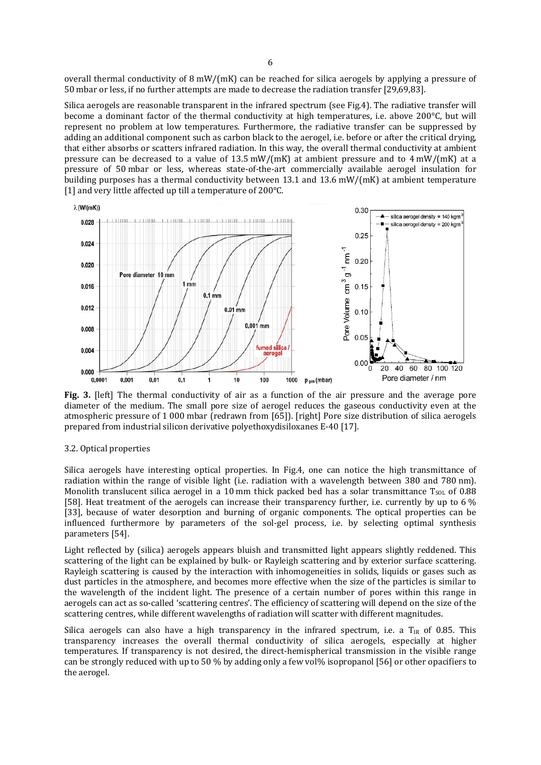overall thermal conductivity of 8 mW/(mK) can be reached for silica aerogels by applying a pressure of 50 mbar or less, if no further attempts are made to decrease the radiation transfer [29,69,83].

Silica aerogels are reasonable transparent in the infrared spectrum (see Fig.4). The radiative transfer will become a dominant factor of the thermal conductivity at high temperatures, i.e. above 200°C, but will represent no problem at low temperatures. Furthermore, the radiative transfer can be suppressed by adding an additional component such as carbon black to the aerogel, i.e. before or after the critical drying, that either absorbs or scatters infrared radiation. In this way, the overall thermal conductivity at ambient pressure can be decreased to a value of 13.5 mW/(mK) at ambient pressure and to 4 mW/(mK) at a pressure of 50 mbar or less, whereas state-of-the-art commercially available aerogel insulation for building purposes has a thermal conductivity between 13.1 and 13.6 mW/(mK) at ambient temperature [1] and very little affected up till a temperature of 200°C.

**Fig. 3.** [left] The thermal conductivity of air as a function of the air pressure and the average pore diameter of the medium. The small pore size of aerogel reduces the gaseous conductivity even at the atmospheric pressure of 1 000 mbar (redrawn from [65]). [right] Pore size distribution of silica aerogels prepared from industrial silicon derivative polyethoxydisiloxanes E-40 [17].

### 3.2. Optical properties

Silica aerogels have interesting optical properties. In Fig.4, one can notice the high transmittance of radiation within the range of visible light (i.e. radiation with a wavelength between 380 and 780 nm). Monolith translucent silica aerogel in a 10 mm thick packed bed has a solar transmittance $T_{SOL}$ of 0.88 [58]. Heat treatment of the aerogels can increase their transparency further, i.e. currently by up to 6 % [33], because of water desorption and burning of organic components. The optical properties can be influenced furthermore by parameters of the sol-gel process, i.e. by selecting optimal synthesis parameters [54].

Light reflected by (silica) aerogels appears bluish and transmitted light appears slightly reddened. This scattering of the light can be explained by bulk- or Rayleigh scattering and by exterior surface scattering. Rayleigh scattering is caused by the interaction with inhomogeneities in solids, liquids or gases such as dust particles in the atmosphere, and becomes more effective when the size of the particles is similar to the wavelength of the incident light. The presence of a certain number of pores within this range in aerogels can act as so-called 'scattering centres'. The efficiency of scattering will depend on the size of the scattering centres, while different wavelengths of radiation will scatter with different magnitudes.

Silica aerogels can also have a high transparency in the infrared spectrum, i.e. a $T_{IR}$ of 0.85. This transparency increases the overall thermal conductivity of silica aerogels, especially at higher temperatures. If transparency is not desired, the direct-hemispherical transmission in the visible range can be strongly reduced with up to 50 % by adding only a few vol% isopropanol [56] or other opacifiers to the aerogel.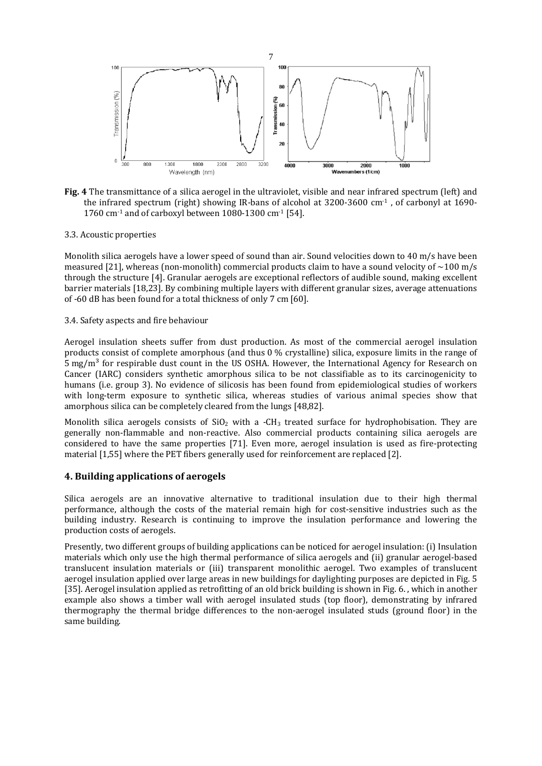**Fig. 4** The transmittance of a silica aerogel in the ultraviolet, visible and near infrared spectrum (left) and the infrared spectrum (right) showing IR-bans of alcohol at 3200-3600 $cm^{-1}$ , of carbonyl at 1690-1760 $cm^{-1}$ and of carboxyl between 1080-1300 $cm^{-1}$ [54].

### 3.3. Acoustic properties

Monolith silica aerogels have a lower speed of sound than air. Sound velocities down to 40 m/s have been measured [21], whereas (non-monolith) commercial products claim to have a sound velocity of ~100 m/s through the structure [4]. Granular aerogels are exceptional reflectors of audible sound, making excellent barrier materials [18,23]. By combining multiple layers with different granular sizes, average attenuations of -60 dB has been found for a total thickness of only 7 cm [60].

### 3.4. Safety aspects and fire behaviour

Aerogel insulation sheets suffer from dust production. As most of the commercial aerogel insulation products consist of complete amorphous (and thus 0 % crystalline) silica, exposure limits in the range of 5 $mg/m^3$ for respirable dust count in the US OSHA. However, the International Agency for Research on Cancer (IARC) considers synthetic amorphous silica to be not classifiable as to its carcinogenicity to humans (i.e. group 3). No evidence of silicosis has been found from epidemiological studies of workers with long-term exposure to synthetic silica, whereas studies of various animal species show that amorphous silica can be completely cleared from the lungs [48,82].

Monolith silica aerogels consists of $SiO_2$ with a -$CH_3$ treated surface for hydrophobisation. They are generally non-flammable and non-reactive. Also commercial products containing silica aerogels are considered to have the same properties [71]. Even more, aerogel insulation is used as fire-protecting material [1,55] where the PET fibers generally used for reinforcement are replaced [2].

## 4. Building applications of aerogels

Silica aerogels are an innovative alternative to traditional insulation due to their high thermal performance, although the costs of the material remain high for cost-sensitive industries such as the building industry. Research is continuing to improve the insulation performance and lowering the production costs of aerogels.

Presently, two different groups of building applications can be noticed for aerogel insulation: (i) Insulation materials which only use the high thermal performance of silica aerogels and (ii) granular aerogel-based translucent insulation materials or (iii) transparent monolithic aerogel. Two examples of translucent aerogel insulation applied over large areas in new buildings for daylighting purposes are depicted in Fig. 5 [35]. Aerogel insulation applied as retrofitting of an old brick building is shown in Fig. 6. , which in another example also shows a timber wall with aerogel insulated studs (top floor), demonstrating by infrared thermography the thermal bridge differences to the non-aerogel insulated studs (ground floor) in the same building.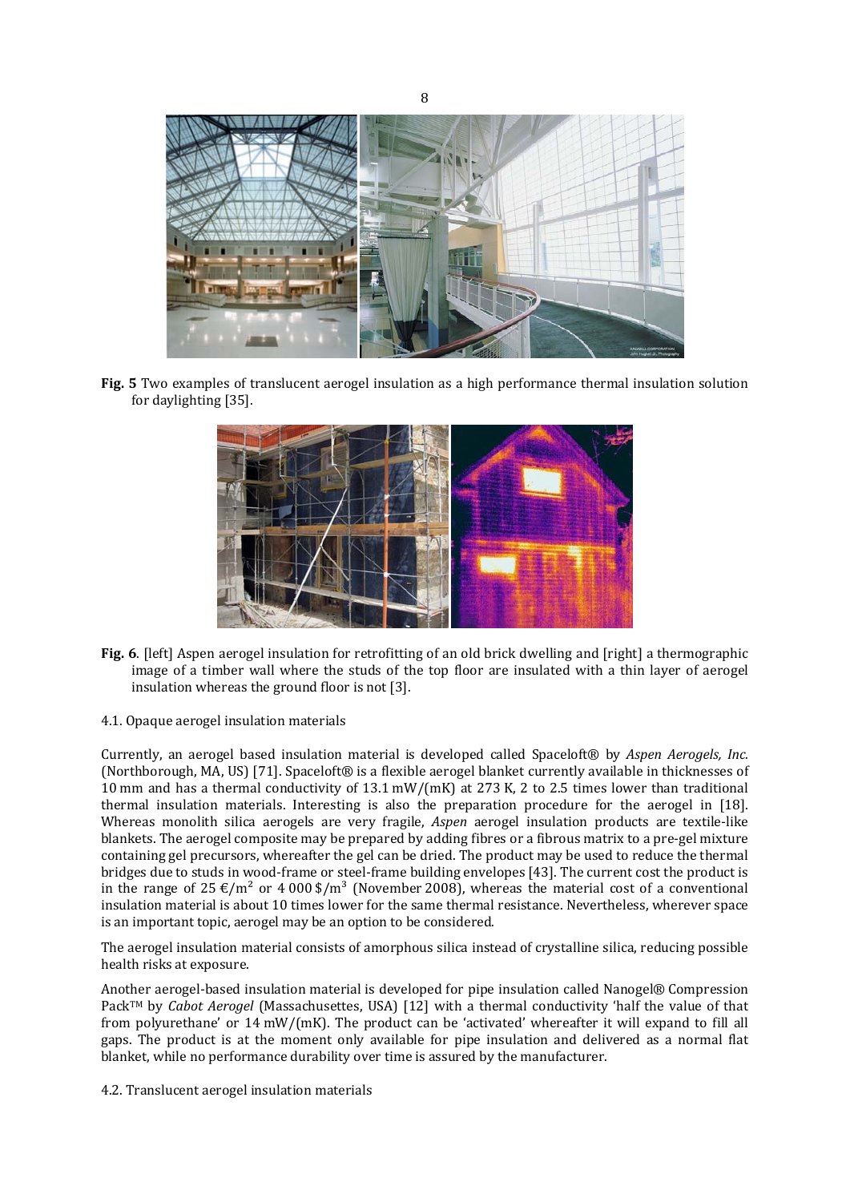**Fig. 5** Two examples of translucent aerogel insulation as a high performance thermal insulation solution for daylighting [35].

**Fig. 6**. [left] Aspen aerogel insulation for retrofitting of an old brick dwelling and [right] a thermographic image of a timber wall where the studs of the top floor are insulated with a thin layer of aerogel insulation whereas the ground floor is not [3].

4.1. Opaque aerogel insulation materials

Currently, an aerogel based insulation material is developed called Spaceloft® by *Aspen Aerogels, Inc.* (Northborough, MA, US) [71]. Spaceloft® is a flexible aerogel blanket currently available in thicknesses of 10 mm and has a thermal conductivity of 13.1 mW/(mK) at 273 K, 2 to 2.5 times lower than traditional thermal insulation materials. Interesting is also the preparation procedure for the aerogel in [18]. Whereas monolith silica aerogels are very fragile, *Aspen* aerogel insulation products are textile-like blankets. The aerogel composite may be prepared by adding fibres or a fibrous matrix to a pre-gel mixture containing gel precursors, whereafter the gel can be dried. The product may be used to reduce the thermal bridges due to studs in wood-frame or steel-frame building envelopes [43]. The current cost the product is in the range of 25 €/m$^2$ or 4 000 \$/m$^3$ (November 2008), whereas the material cost of a conventional insulation material is about 10 times lower for the same thermal resistance. Nevertheless, wherever space is an important topic, aerogel may be an option to be considered.

The aerogel insulation material consists of amorphous silica instead of crystalline silica, reducing possible health risks at exposure.

Another aerogel-based insulation material is developed for pipe insulation called Nanogel® Compression Pack™ by *Cabot Aerogel* (Massachusettes, USA) [12] with a thermal conductivity 'half the value of that from polyurethane' or 14 mW/(mK). The product can be 'activated' whereafter it will expand to fill all gaps. The product is at the moment only available for pipe insulation and delivered as a normal flat blanket, while no performance durability over time is assured by the manufacturer.

4.2. Translucent aerogel insulation materials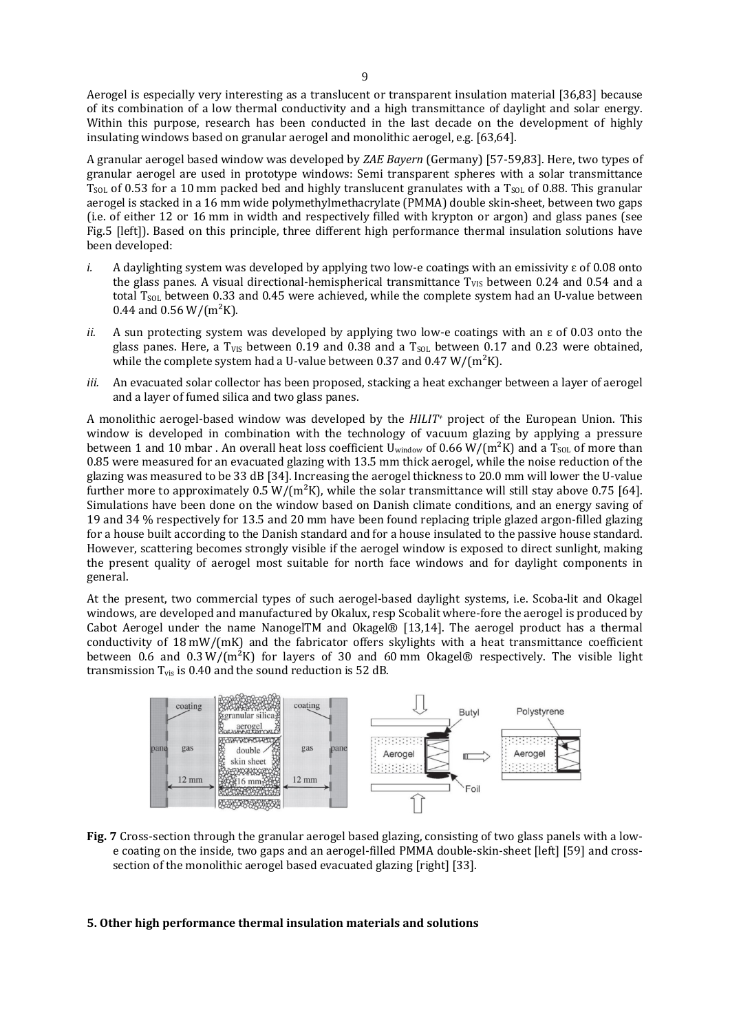Aerogel is especially very interesting as a translucent or transparent insulation material [36,83] because of its combination of a low thermal conductivity and a high transmittance of daylight and solar energy. Within this purpose, research has been conducted in the last decade on the development of highly insulating windows based on granular aerogel and monolithic aerogel, e.g. [63,64].

A granular aerogel based window was developed by *ZAE Bayern* (Germany) [57-59,83]. Here, two types of granular aerogel are used in prototype windows: Semi transparent spheres with a solar transmittance $T_{SOL}$ of 0.53 for a 10 mm packed bed and highly translucent granulates with a $T_{SOL}$ of 0.88. This granular aerogel is stacked in a 16 mm wide polymethylmethacrylate (PMMA) double skin-sheet, between two gaps (i.e. of either 12 or 16 mm in width and respectively filled with krypton or argon) and glass panes (see Fig.5 [left]). Based on this principle, three different high performance thermal insulation solutions have been developed:

*i.* A daylighting system was developed by applying two low-e coatings with an emissivity ε of 0.08 onto the glass panes. A visual directional-hemispherical transmittance $T_{VIS}$ between 0.24 and 0.54 and a total $T_{SOL}$ between 0.33 and 0.45 were achieved, while the complete system had an U-value between 0.44 and 0.56 $W/(m^2K)$.

*ii.* A sun protecting system was developed by applying two low-e coatings with an ε of 0.03 onto the glass panes. Here, a $T_{VIS}$ between 0.19 and 0.38 and a $T_{SOL}$ between 0.17 and 0.23 were obtained, while the complete system had a U-value between 0.37 and 0.47 $W/(m^2K)$.

*iii.* An evacuated solar collector has been proposed, stacking a heat exchanger between a layer of aerogel and a layer of fumed silica and two glass panes.

A monolithic aerogel-based window was developed by the *HILIT+* project of the European Union. This window is developed in combination with the technology of vacuum glazing by applying a pressure between 1 and 10 mbar . An overall heat loss coefficient $U_{window}$ of 0.66 $W/(m^2K)$ and a $T_{SOL}$ of more than 0.85 were measured for an evacuated glazing with 13.5 mm thick aerogel, while the noise reduction of the glazing was measured to be 33 dB [34]. Increasing the aerogel thickness to 20.0 mm will lower the U-value further more to approximately 0.5 $W/(m^2K)$, while the solar transmittance will still stay above 0.75 [64]. Simulations have been done on the window based on Danish climate conditions, and an energy saving of 19 and 34 % respectively for 13.5 and 20 mm have been found replacing triple glazed argon-filled glazing for a house built according to the Danish standard and for a house insulated to the passive house standard. However, scattering becomes strongly visible if the aerogel window is exposed to direct sunlight, making the present quality of aerogel most suitable for north face windows and for daylight components in general.

At the present, two commercial types of such aerogel-based daylight systems, i.e. Scoba-lit and Okagel windows, are developed and manufactured by Okalux, resp Scobalit where-fore the aerogel is produced by Cabot Aerogel under the name NanogelTM and Okagel® [13,14]. The aerogel product has a thermal conductivity of 18 mW/(mK) and the fabricator offers skylights with a heat transmittance coefficient between 0.6 and 0.3 $W/(m^2K)$ for layers of 30 and 60 mm Okagel® respectively. The visible light transmission $T_{vis}$ is 0.40 and the sound reduction is 52 dB.

**Fig. 7** Cross-section through the granular aerogel based glazing, consisting of two glass panels with a low-e coating on the inside, two gaps and an aerogel-filled PMMA double-skin-sheet [left] [59] and cross-section of the monolithic aerogel based evacuated glazing [right] [33].

## 5. Other high performance thermal insulation materials and solutions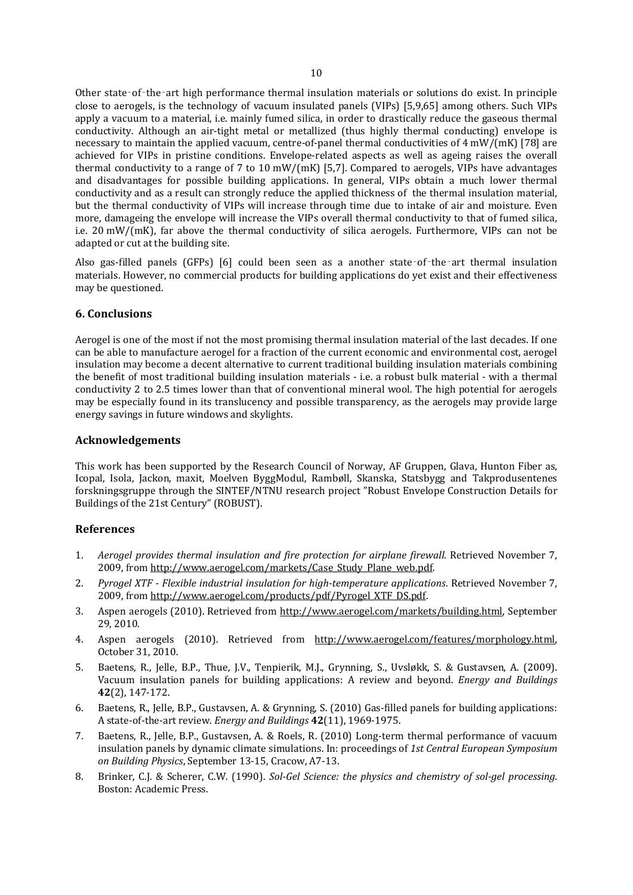Other state-of-the-art high performance thermal insulation materials or solutions do exist. In principle close to aerogels, is the technology of vacuum insulated panels (VIPs) [5,9,65] among others. Such VIPs apply a vacuum to a material, i.e. mainly fumed silica, in order to drastically reduce the gaseous thermal conductivity. Although an air-tight metal or metallized (thus highly thermal conducting) envelope is necessary to maintain the applied vacuum, centre-of-panel thermal conductivities of 4 mW/(mK) [78] are achieved for VIPs in pristine conditions. Envelope-related aspects as well as ageing raises the overall thermal conductivity to a range of 7 to 10 mW/(mK) [5,7]. Compared to aerogels, VIPs have advantages and disadvantages for possible building applications. In general, VIPs obtain a much lower thermal conductivity and as a result can strongly reduce the applied thickness of the thermal insulation material, but the thermal conductivity of VIPs will increase through time due to intake of air and moisture. Even more, damageing the envelope will increase the VIPs overall thermal conductivity to that of fumed silica, i.e. 20 mW/(mK), far above the thermal conductivity of silica aerogels. Furthermore, VIPs can not be adapted or cut at the building site.

Also gas-filled panels (GFPs) [6] could been seen as a another state-of-the-art thermal insulation materials. However, no commercial products for building applications do yet exist and their effectiveness may be questioned.

## 6. Conclusions

Aerogel is one of the most if not the most promising thermal insulation material of the last decades. If one can be able to manufacture aerogel for a fraction of the current economic and environmental cost, aerogel insulation may become a decent alternative to current traditional building insulation materials combining the benefit of most traditional building insulation materials - i.e. a robust bulk material - with a thermal conductivity 2 to 2.5 times lower than that of conventional mineral wool. The high potential for aerogels may be especially found in its translucency and possible transparency, as the aerogels may provide large energy savings in future windows and skylights.

## Acknowledgements

This work has been supported by the Research Council of Norway, AF Gruppen, Glava, Hunton Fiber as, Icopal, Isola, Jackon, maxit, Moelven ByggModul, Rambøll, Skanska, Statsbygg and Takprodusentenes forskningsgruppe through the SINTEF/NTNU research project "Robust Envelope Construction Details for Buildings of the 21st Century" (ROBUST).

## References

1. *Aerogel provides thermal insulation and fire protection for airplane firewall*. Retrieved November 7, 2009, from http://www.aerogel.com/markets/Case_Study_Plane_web.pdf.
2. *Pyrogel XTF - Flexible industrial insulation for high-temperature applications*. Retrieved November 7, 2009, from http://www.aerogel.com/products/pdf/Pyrogel_XTF_DS.pdf.
3. Aspen aerogels (2010). Retrieved from http://www.aerogel.com/markets/building.html, September 29, 2010.
4. Aspen aerogels (2010). Retrieved from http://www.aerogel.com/features/morphology.html, October 31, 2010.
5. Baetens, R., Jelle, B.P., Thue, J.V., Tenpierik, M.J., Grynning, S., Uvsløkk, S. & Gustavsen, A. (2009). Vacuum insulation panels for building applications: A review and beyond. *Energy and Buildings* **42**(2), 147-172.
6. Baetens, R., Jelle, B.P., Gustavsen, A. & Grynning, S. (2010) Gas-filled panels for building applications: A state-of-the-art review. *Energy and Buildings* **42**(11), 1969-1975.
7. Baetens, R., Jelle, B.P., Gustavsen, A. & Roels, R. (2010) Long-term thermal performance of vacuum insulation panels by dynamic climate simulations. In: proceedings of *1st Central European Symposium on Building Physics*, September 13-15, Cracow, A7-13.
8. Brinker, C.J. & Scherer, C.W. (1990). *Sol-Gel Science: the physics and chemistry of sol-gel processing*. Boston: Academic Press.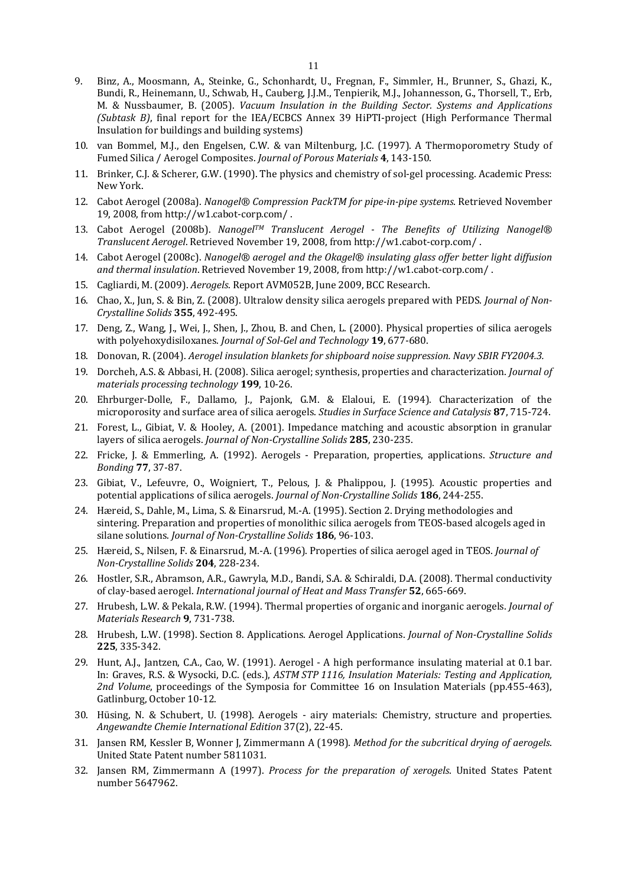9. Binz, A., Moosmann, A., Steinke, G., Schonhardt, U., Fregnan, F., Simmler, H., Brunner, S., Ghazi, K., Bundi, R., Heinemann, U., Schwab, H., Cauberg, J.J.M., Tenpierik, M.J., Johannesson, G., Thorsell, T., Erb, M. & Nussbaumer, B. (2005). *Vacuum Insulation in the Building Sector. Systems and Applications (Subtask B)*, final report for the IEA/ECBCS Annex 39 HiPTI-project (High Performance Thermal Insulation for buildings and building systems)
10. van Bommel, M.J., den Engelsen, C.W. & van Miltenburg, J.C. (1997). A Thermoporometry Study of Fumed Silica / Aerogel Composites. *Journal of Porous Materials* **4**, 143-150.
11. Brinker, C.J. & Scherer, G.W. (1990). The physics and chemistry of sol-gel processing. Academic Press: New York.
12. Cabot Aerogel (2008a). *Nanogel® Compression PackTM for pipe-in-pipe systems*. Retrieved November 19, 2008, from http://w1.cabot-corp.com/ .
13. Cabot Aerogel (2008b). *Nanogel$^{TM}$ Translucent Aerogel - The Benefits of Utilizing Nanogel® Translucent Aerogel*. Retrieved November 19, 2008, from http://w1.cabot-corp.com/ .
14. Cabot Aerogel (2008c). *Nanogel® aerogel and the Okagel® insulating glass offer better light diffusion and thermal insulation*. Retrieved November 19, 2008, from http://w1.cabot-corp.com/ .
15. Cagliardi, M. (2009). *Aerogels*. Report AVM052B, June 2009, BCC Research.
16. Chao, X., Jun, S. & Bin, Z. (2008). Ultralow density silica aerogels prepared with PEDS. *Journal of Non-Crystalline Solids* **355**, 492-495.
17. Deng, Z., Wang, J., Wei, J., Shen, J., Zhou, B. and Chen, L. (2000). Physical properties of silica aerogels with polyehoxydisiloxanes. *Journal of Sol-Gel and Technology* **19**, 677-680.
18. Donovan, R. (2004). *Aerogel insulation blankets for shipboard noise suppression. Navy SBIR FY2004.3.*
19. Dorcheh, A.S. & Abbasi, H. (2008). Silica aerogel; synthesis, properties and characterization. *Journal of materials processing technology* **199**, 10-26.
20. Ehrburger-Dolle, F., Dallamo, J., Pajonk, G.M. & Elaloui, E. (1994). Characterization of the microporosity and surface area of silica aerogels. *Studies in Surface Science and Catalysis* **87**, 715-724.
21. Forest, L., Gibiat, V. & Hooley, A. (2001). Impedance matching and acoustic absorption in granular layers of silica aerogels. *Journal of Non-Crystalline Solids* **285**, 230-235.
22. Fricke, J. & Emmerling, A. (1992). Aerogels - Preparation, properties, applications. *Structure and Bonding* **77**, 37-87.
23. Gibiat, V., Lefeuvre, O., Woigniert, T., Pelous, J. & Phalippou, J. (1995). Acoustic properties and potential applications of silica aerogels. *Journal of Non-Crystalline Solids* **186**, 244-255.
24. Hæreid, S., Dahle, M., Lima, S. & Einarsrud, M.-A. (1995). Section 2. Drying methodologies and sintering. Preparation and properties of monolithic silica aerogels from TEOS-based alcogels aged in silane solutions. *Journal of Non-Crystalline Solids* **186**, 96-103.
25. Hæreid, S., Nilsen, F. & Einarsrud, M.-A. (1996). Properties of silica aerogel aged in TEOS. *Journal of Non-Crystalline Solids* **204**, 228-234.
26. Hostler, S.R., Abramson, A.R., Gawryla, M.D., Bandi, S.A. & Schiraldi, D.A. (2008). Thermal conductivity of clay-based aerogel. *International journal of Heat and Mass Transfer* **52**, 665-669.
27. Hrubesh, L.W. & Pekala, R.W. (1994). Thermal properties of organic and inorganic aerogels. *Journal of Materials Research* **9**, 731-738.
28. Hrubesh, L.W. (1998). Section 8. Applications. Aerogel Applications. *Journal of Non-Crystalline Solids* **225**, 335-342.
29. Hunt, A.J., Jantzen, C.A., Cao, W. (1991). Aerogel - A high performance insulating material at 0.1 bar. In: Graves, R.S. & Wysocki, D.C. (eds.), *ASTM STP 1116, Insulation Materials: Testing and Application, 2nd Volume*, proceedings of the Symposia for Committee 16 on Insulation Materials (pp.455-463), Gatlinburg, October 10-12.
30. Hüsing, N. & Schubert, U. (1998). Aerogels - airy materials: Chemistry, structure and properties. *Angewandte Chemie International Edition* 37(2), 22-45.
31. Jansen RM, Kessler B, Wonner J, Zimmermann A (1998). *Method for the subcritical drying of aerogels*. United State Patent number 5811031.
32. Jansen RM, Zimmermann A (1997). *Process for the preparation of xerogels*. United States Patent number 5647962.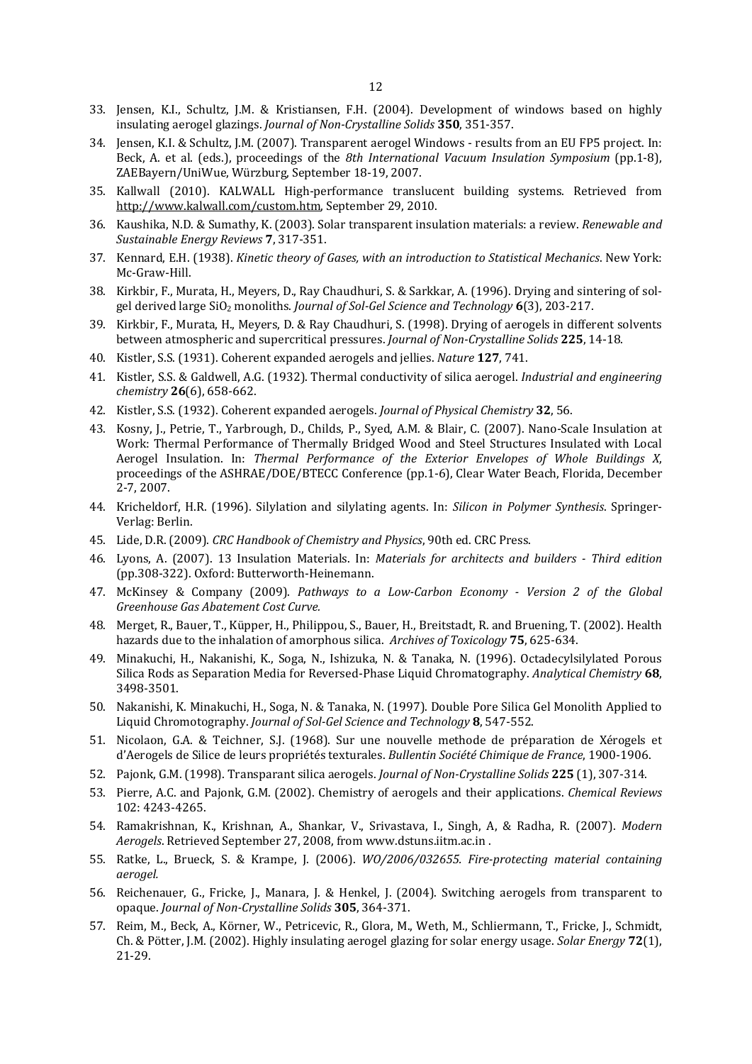33. Jensen, K.I., Schultz, J.M. & Kristiansen, F.H. (2004). Development of windows based on highly insulating aerogel glazings. *Journal of Non-Crystalline Solids* **350**, 351-357.
34. Jensen, K.I. & Schultz, J.M. (2007). Transparent aerogel Windows - results from an EU FP5 project. In: Beck, A. et al. (eds.), proceedings of the *8th International Vacuum Insulation Symposium* (pp.1-8), ZAEBayern/UniWue, Würzburg, September 18-19, 2007.
35. Kallwall (2010). KALWALL High-performance translucent building systems. Retrieved from http://www.kalwall.com/custom.htm, September 29, 2010.
36. Kaushika, N.D. & Sumathy, K. (2003). Solar transparent insulation materials: a review. *Renewable and Sustainable Energy Reviews* **7**, 317-351.
37. Kennard, E.H. (1938). *Kinetic theory of Gases, with an introduction to Statistical Mechanics*. New York: Mc-Graw-Hill.
38. Kirkbir, F., Murata, H., Meyers, D., Ray Chaudhuri, S. & Sarkkar, A. (1996). Drying and sintering of sol-gel derived large $SiO_2$ monoliths. *Journal of Sol-Gel Science and Technology* **6**(3), 203-217.
39. Kirkbir, F., Murata, H., Meyers, D. & Ray Chaudhuri, S. (1998). Drying of aerogels in different solvents between atmospheric and supercritical pressures. *Journal of Non-Crystalline Solids* **225**, 14-18.
40. Kistler, S.S. (1931). Coherent expanded aerogels and jellies. *Nature* **127**, 741.
41. Kistler, S.S. & Galdwell, A.G. (1932). Thermal conductivity of silica aerogel. *Industrial and engineering chemistry* **26**(6), 658-662.
42. Kistler, S.S. (1932). Coherent expanded aerogels. *Journal of Physical Chemistry* **32**, 56.
43. Kosny, J., Petrie, T., Yarbrough, D., Childs, P., Syed, A.M. & Blair, C. (2007). Nano-Scale Insulation at Work: Thermal Performance of Thermally Bridged Wood and Steel Structures Insulated with Local Aerogel Insulation. In: *Thermal Performance of the Exterior Envelopes of Whole Buildings X*, proceedings of the ASHRAE/DOE/BTECC Conference (pp.1-6), Clear Water Beach, Florida, December 2-7, 2007.
44. Kricheldorf, H.R. (1996). Silylation and silylating agents. In: *Silicon in Polymer Synthesis*. Springer-Verlag: Berlin.
45. Lide, D.R. (2009). *CRC Handbook of Chemistry and Physics*, 90th ed. CRC Press.
46. Lyons, A. (2007). 13 Insulation Materials. In: *Materials for architects and builders - Third edition* (pp.308-322). Oxford: Butterworth-Heinemann.
47. McKinsey & Company (2009). *Pathways to a Low-Carbon Economy - Version 2 of the Global Greenhouse Gas Abatement Cost Curve*.
48. Merget, R., Bauer, T., Küpper, H., Philippou, S., Bauer, H., Breitstadt, R. and Bruening, T. (2002). Health hazards due to the inhalation of amorphous silica. *Archives of Toxicology* **75**, 625-634.
49. Minakuchi, H., Nakanishi, K., Soga, N., Ishizuka, N. & Tanaka, N. (1996). Octadecylsilylated Porous Silica Rods as Separation Media for Reversed-Phase Liquid Chromatography. *Analytical Chemistry* **68**, 3498-3501.
50. Nakanishi, K. Minakuchi, H., Soga, N. & Tanaka, N. (1997). Double Pore Silica Gel Monolith Applied to Liquid Chromotography. *Journal of Sol-Gel Science and Technology* **8**, 547-552.
51. Nicolaon, G.A. & Teichner, S.J. (1968). Sur une nouvelle methode de préparation de Xérogels et d'Aerogels de Silice de leurs propriétés texturales. *Bullentin Société Chimique de France*, 1900-1906.
52. Pajonk, G.M. (1998). Transparant silica aerogels. *Journal of Non-Crystalline Solids* **225** (1), 307-314.
53. Pierre, A.C. and Pajonk, G.M. (2002). Chemistry of aerogels and their applications. *Chemical Reviews* 102: 4243-4265.
54. Ramakrishnan, K., Krishnan, A., Shankar, V., Srivastava, I., Singh, A, & Radha, R. (2007). *Modern Aerogels*. Retrieved September 27, 2008, from www.dstuns.iitm.ac.in .
55. Ratke, L., Brueck, S. & Krampe, J. (2006). *WO/2006/032655. Fire-protecting material containing aerogel*.
56. Reichenauer, G., Fricke, J., Manara, J. & Henkel, J. (2004). Switching aerogels from transparent to opaque. *Journal of Non-Crystalline Solids* **305**, 364-371.
57. Reim, M., Beck, A., Körner, W., Petricevic, R., Glora, M., Weth, M., Schliermann, T., Fricke, J., Schmidt, Ch. & Pötter, J.M. (2002). Highly insulating aerogel glazing for solar energy usage. *Solar Energy* **72**(1), 21-29.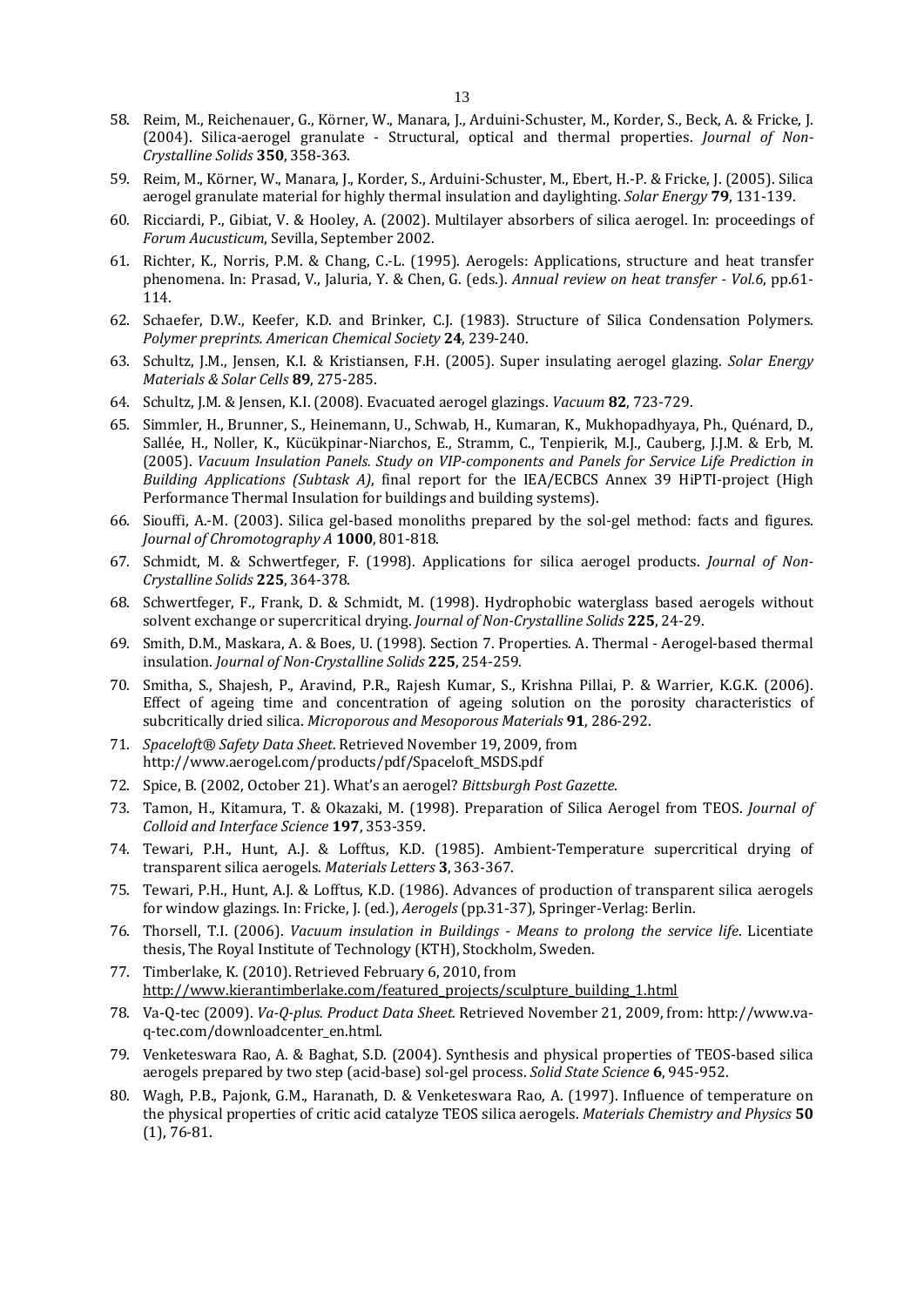58. Reim, M., Reichenauer, G., Körner, W., Manara, J., Arduini-Schuster, M., Korder, S., Beck, A. & Fricke, J. (2004). Silica-aerogel granulate - Structural, optical and thermal properties. *Journal of Non-Crystalline Solids* **350**, 358-363.
59. Reim, M., Körner, W., Manara, J., Korder, S., Arduini-Schuster, M., Ebert, H.-P. & Fricke, J. (2005). Silica aerogel granulate material for highly thermal insulation and daylighting. *Solar Energy* **79**, 131-139.
60. Ricciardi, P., Gibiat, V. & Hooley, A. (2002). Multilayer absorbers of silica aerogel. In: proceedings of *Forum Aucusticum*, Sevilla, September 2002.
61. Richter, K., Norris, P.M. & Chang, C.-L. (1995). Aerogels: Applications, structure and heat transfer phenomena. In: Prasad, V., Jaluria, Y. & Chen, G. (eds.). *Annual review on heat transfer - Vol.6*, pp.61-114.
62. Schaefer, D.W., Keefer, K.D. and Brinker, C.J. (1983). Structure of Silica Condensation Polymers. *Polymer preprints. American Chemical Society* **24**, 239-240.
63. Schultz, J.M., Jensen, K.I. & Kristiansen, F.H. (2005). Super insulating aerogel glazing. *Solar Energy Materials & Solar Cells* **89**, 275-285.
64. Schultz, J.M. & Jensen, K.I. (2008). Evacuated aerogel glazings. *Vacuum* **82**, 723-729.
65. Simmler, H., Brunner, S., Heinemann, U., Schwab, H., Kumaran, K., Mukhopadhyaya, Ph., Quénard, D., Sallée, H., Noller, K., Kücükpinar-Niarchos, E., Stramm, C., Tenpierik, M.J., Cauberg, J.J.M. & Erb, M. (2005). *Vacuum Insulation Panels. Study on VIP-components and Panels for Service Life Prediction in Building Applications (Subtask A)*, final report for the IEA/ECBCS Annex 39 HiPTI-project (High Performance Thermal Insulation for buildings and building systems).
66. Siouffi, A.-M. (2003). Silica gel-based monoliths prepared by the sol-gel method: facts and figures. *Journal of Chromatography A* **1000**, 801-818.
67. Schmidt, M. & Schwertfeger, F. (1998). Applications for silica aerogel products. *Journal of Non-Crystalline Solids* **225**, 364-378.
68. Schwertfeger, F., Frank, D. & Schmidt, M. (1998). Hydrophobic waterglass based aerogels without solvent exchange or supercritical drying. *Journal of Non-Crystalline Solids* **225**, 24-29.
69. Smith, D.M., Maskara, A. & Boes, U. (1998). Section 7. Properties. A. Thermal - Aerogel-based thermal insulation. *Journal of Non-Crystalline Solids* **225**, 254-259.
70. Smitha, S., Shajesh, P., Aravind, P.R., Rajesh Kumar, S., Krishna Pillai, P. & Warrier, K.G.K. (2006). Effect of ageing time and concentration of ageing solution on the porosity characteristics of subcritically dried silica. *Microporous and Mesoporous Materials* **91**, 286-292.
71. *Spaceloft® Safety Data Sheet*. Retrieved November 19, 2009, from http://www.aerogel.com/products/pdf/Spaceloft_MSDS.pdf
72. Spice, B. (2002, October 21). What's an aerogel? *Bittsburgh Post Gazette*.
73. Tamon, H., Kitamura, T. & Okazaki, M. (1998). Preparation of Silica Aerogel from TEOS. *Journal of Colloid and Interface Science* **197**, 353-359.
74. Tewari, P.H., Hunt, A.J. & Lofftus, K.D. (1985). Ambient-Temperature supercritical drying of transparent silica aerogels. *Materials Letters* **3**, 363-367.
75. Tewari, P.H., Hunt, A.J. & Lofftus, K.D. (1986). Advances of production of transparent silica aerogels for window glazings. In: Fricke, J. (ed.), *Aerogels* (pp.31-37), Springer-Verlag: Berlin.
76. Thorsell, T.I. (2006). *Vacuum insulation in Buildings - Means to prolong the service life*. Licentiate thesis, The Royal Institute of Technology (KTH), Stockholm, Sweden.
77. Timberlake, K. (2010). Retrieved February 6, 2010, from http://www.kierantimberlake.com/featured_projects/sculpture_building_1.html
78. Va-Q-tec (2009). *Va-Q-plus. Product Data Sheet*. Retrieved November 21, 2009, from: http://www.va-q-tec.com/downloadcenter_en.html.
79. Venketeswara Rao, A. & Baghat, S.D. (2004). Synthesis and physical properties of TEOS-based silica aerogels prepared by two step (acid-base) sol-gel process. *Solid State Science* **6**, 945-952.
80. Wagh, P.B., Pajonk, G.M., Haranath, D. & Venketeswara Rao, A. (1997). Influence of temperature on the physical properties of critic acid catalyze TEOS silica aerogels. *Materials Chemistry and Physics* **50** (1), 76-81.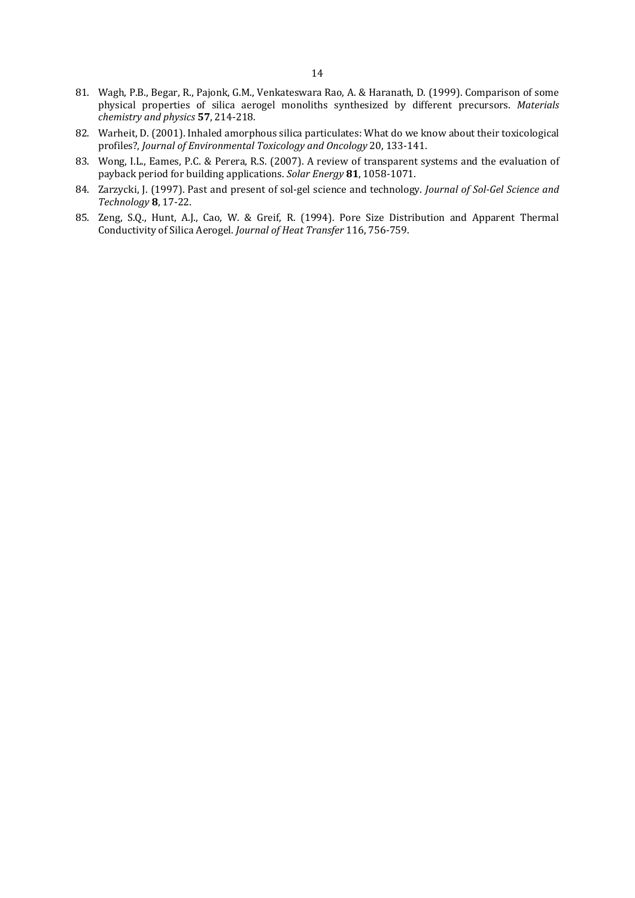81. Wagh, P.B., Begar, R., Pajonk, G.M., Venkateswara Rao, A. & Haranath, D. (1999). Comparison of some physical properties of silica aerogel monoliths synthesized by different precursors. *Materials chemistry and physics* **57**, 214-218.
82. Warheit, D. (2001). Inhaled amorphous silica particulates: What do we know about their toxicological profiles?, *Journal of Environmental Toxicology and Oncology* 20, 133-141.
83. Wong, I.L., Eames, P.C. & Perera, R.S. (2007). A review of transparent systems and the evaluation of payback period for building applications. *Solar Energy* **81**, 1058-1071.
84. Zarzycki, J. (1997). Past and present of sol-gel science and technology. *Journal of Sol-Gel Science and Technology* **8**, 17-22.
85. Zeng, S.Q., Hunt, A.J., Cao, W. & Greif, R. (1994). Pore Size Distribution and Apparent Thermal Conductivity of Silica Aerogel. *Journal of Heat Transfer* 116, 756-759.